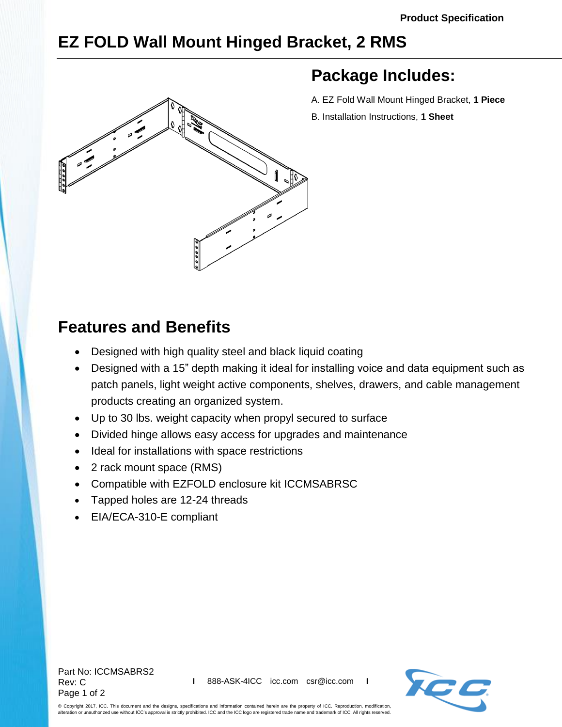Product Specification

# EZ FOLD Wall Mount Hinged Bracket, 2 RMS

## Package Includes:

A. EZ Fold Wall Mount Hinged Bracket, **1 Piece**

B. Installation Instructions, **1 Sheet**

## Features and Benefits

- Designed with high quality steel and black liquid coating
- Designed with a 15" depth making it ideal for installing voice and data equipment such as patch panels, light weight active components, shelves, drawers, and cable management products creating an organized system.
- Up to 30 lbs. weight capacity when propyl secured to surface
- Divided hinge allows easy access for upgrades and maintenance
- Ideal for installations with space restrictions
- 2 rack mount space (RMS)
- Compatible with EZFOLD enclosure kit ICCMSABRSC
- Tapped holes are 12-24 threads
- EIA/ECA-310-E compliant

Part No: ICCMSABRS2
Rev: C

888-ASK-4ICC icc.com csr@icc.com

© Copyright 2017, ICC. This document and the designs, specifications and information contained herein are the property of ICC. Reproduction, modification, alteration or unauthorized use without ICC's approval is strictly prohibited. ICC and the ICC logo are registered trade name and trademark of ICC. All rights reserved.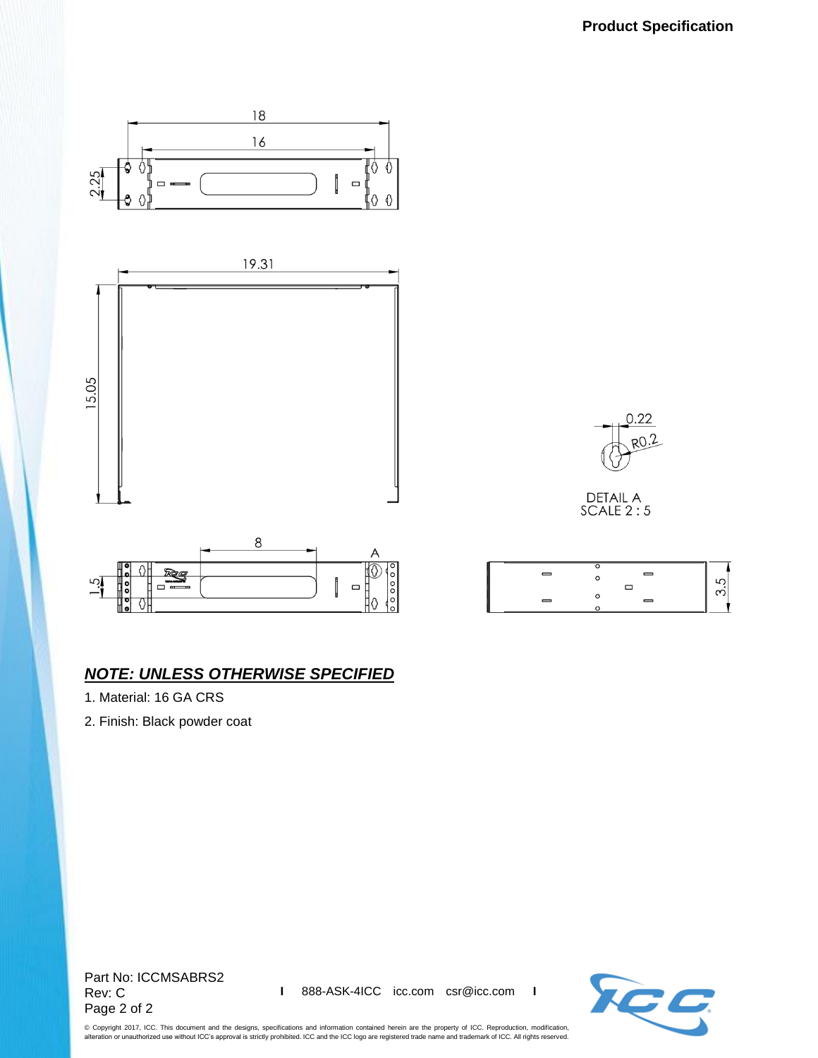18

16

2.25

19.31

15.05

0.22

R0.2

DETAIL A
SCALE 2 : 5

8

A

1.5

3.5

***NOTE: UNLESS OTHERWISE SPECIFIED***

1. Material: 16 GA CRS
2. Finish: Black powder coat

Part No: ICCMSABRS2
Rev: C

888-ASK-4ICC icc.com csr@icc.com

© Copyright 2017, ICC. This document and the designs, specifications and information contained herein are the property of ICC. Reproduction, modification, alteration or unauthorized use without ICC's approval is strictly prohibited. ICC and the ICC logo are registered trade name and trademark of ICC. All rights reserved.